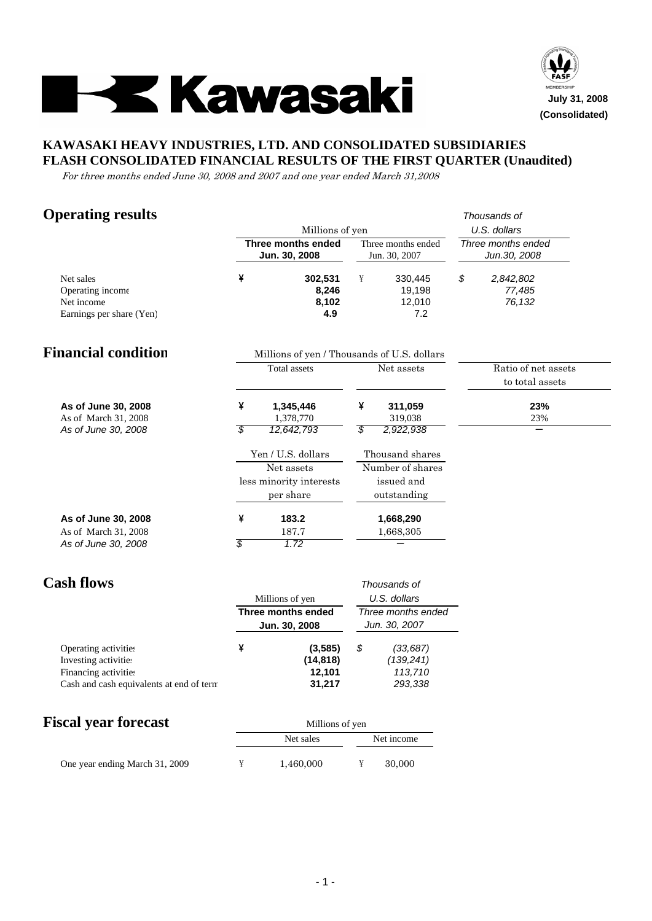**Kawasaki**

July 31, 2008
(Consolidated)

# KAWASAKI HEAVY INDUSTRIES, LTD. AND CONSOLIDATED SUBSIDIARIES
# FLASH CONSOLIDATED FINANCIAL RESULTS OF THE FIRST QUARTER (Unaudited)

*For three months ended June 30, 2008 and 2007 and one year ended March 31,2008*

## Operating results

| | Millions of yen | | Thousands of U.S. dollars |
|---|---|---|---|
| | **Three months ended Jun. 30, 2008** | Three months ended Jun. 30, 2007 | *Three months ended Jun.30, 2008* |
| Net sales | ¥ **302,531** | ¥ 330,445 | *$ 2,842,802* |
| Operating income | **8,246** | 19,198 | *77,485* |
| Net income | **8,102** | 12,010 | *76,132* |
| Earnings per share (Yen) | **4.9** | 7.2 | |

## Financial condition

| | Millions of yen / Thousands of U.S. dollars | | |
|---|---|---|---|
| | Total assets | Net assets | Ratio of net assets to total assets |
| **As of June 30, 2008** | ¥ **1,345,446** | ¥ **311,059** | **23%** |
| As of March 31, 2008 | 1,378,770 | 319,038 | 23% |
| *As of June 30, 2008* | *$ 12,642,793* | *$ 2,922,938* | ― |

| | Yen / U.S. dollars | Thousand shares |
|---|---|---|
| | Net assets less minority interests per share | Number of shares issued and outstanding |
| **As of June 30, 2008** | ¥ **183.2** | **1,668,290** |
| As of March 31, 2008 | 187.7 | 1,668,305 |
| *As of June 30, 2008* | *$ 1.72* | ― |

## Cash flows

| | Millions of yen | Thousands of U.S. dollars |
|---|---|---|
| | **Three months ended Jun. 30, 2008** | *Three months ended Jun. 30, 2007* |
| Operating activities | ¥ **(3,585)** | *$ (33,687)* |
| Investing activities | **(14,818)** | *(139,241)* |
| Financing activities | **12,101** | *113,710* |
| Cash and cash equivalents at end of term | **31,217** | *293,338* |

## Fiscal year forecast

| | Millions of yen | |
|---|---|---|
| | Net sales | Net income |
| One year ending March 31, 2009 | ¥ 1,460,000 | ¥ 30,000 |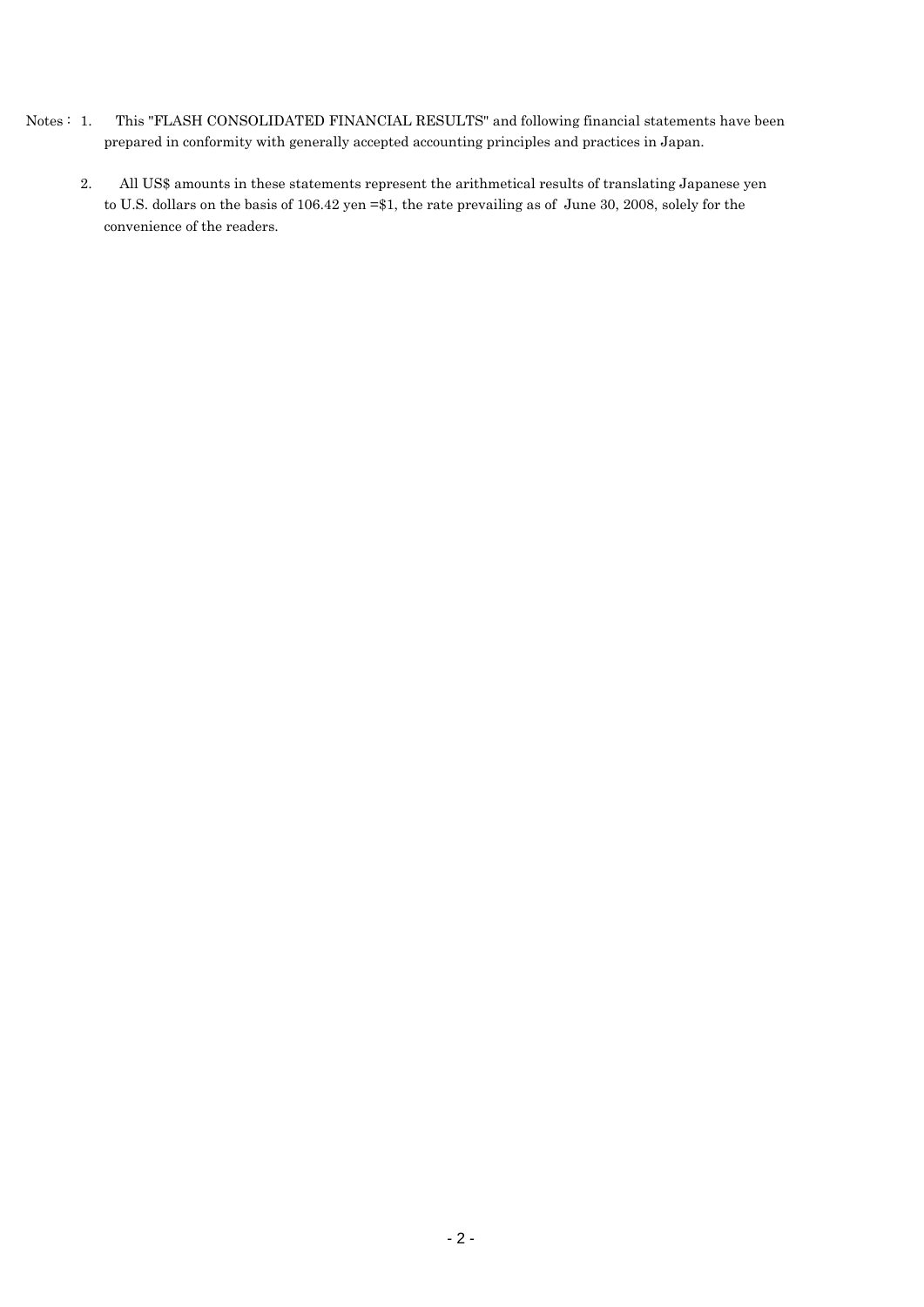Notes : 1. This "FLASH CONSOLIDATED FINANCIAL RESULTS" and following financial statements have been prepared in conformity with generally accepted accounting principles and practices in Japan.

2. All US$ amounts in these statements represent the arithmetical results of translating Japanese yen to U.S. dollars on the basis of 106.42 yen =$1, the rate prevailing as of June 30, 2008, solely for the convenience of the readers.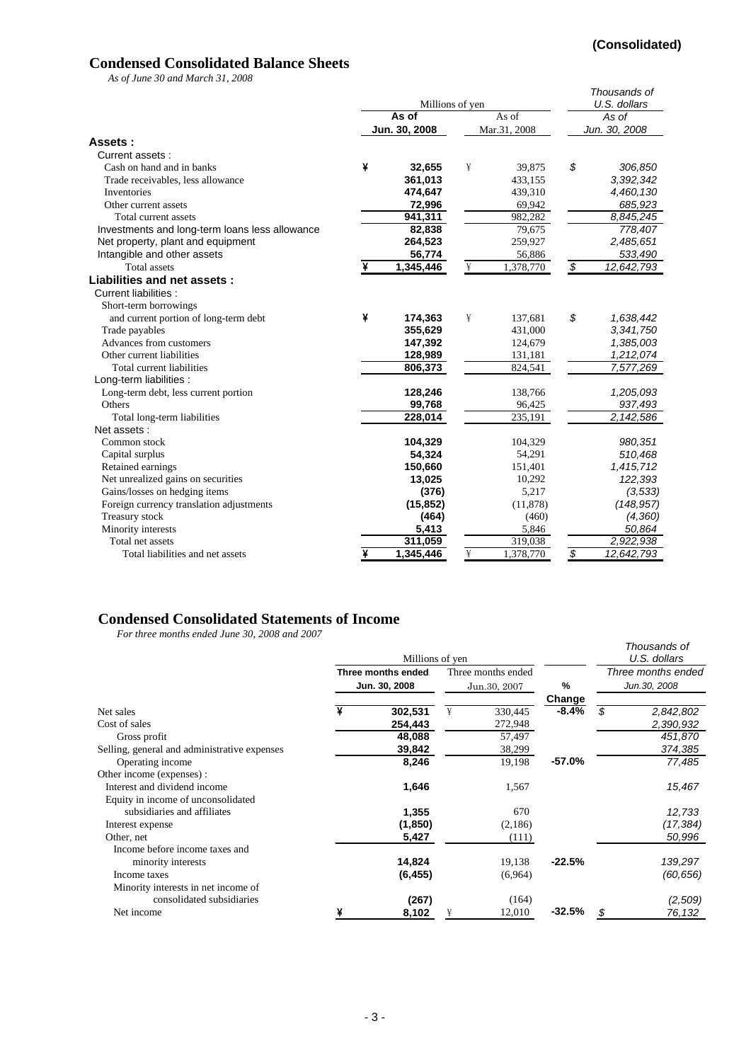(Consolidated)

## Condensed Consolidated Balance Sheets

*As of June 30 and March 31, 2008*

| | Millions of yen | | Thousands of U.S. dollars |
|---|---|---|---|
| | **As of Jun. 30, 2008** | As of Mar.31, 2008 | *As of Jun. 30, 2008* |
| **Assets :** | | | |
| Current assets : | | | |
| Cash on hand and in banks | ¥ **32,655** | ¥ 39,875 | $ *306,850* |
| Trade receivables, less allowance | **361,013** | 433,155 | *3,392,342* |
| Inventories | **474,647** | 439,310 | *4,460,130* |
| Other current assets | **72,996** | 69,942 | *685,923* |
| Total current assets | **941,311** | 982,282 | *8,845,245* |
| Investments and long-term loans less allowance | **82,838** | 79,675 | *778,407* |
| Net property, plant and equipment | **264,523** | 259,927 | *2,485,651* |
| Intangible and other assets | **56,774** | 56,886 | *533,490* |
| Total assets | ¥ **1,345,446** | ¥ 1,378,770 | $ *12,642,793* |
| **Liabilities and net assets :** | | | |
| Current liabilities : | | | |
| Short-term borrowings and current portion of long-term debt | ¥ **174,363** | ¥ 137,681 | $ *1,638,442* |
| Trade payables | **355,629** | 431,000 | *3,341,750* |
| Advances from customers | **147,392** | 124,679 | *1,385,003* |
| Other current liabilities | **128,989** | 131,181 | *1,212,074* |
| Total current liabilities | **806,373** | 824,541 | *7,577,269* |
| Long-term liabilities : | | | |
| Long-term debt, less current portion | **128,246** | 138,766 | *1,205,093* |
| Others | **99,768** | 96,425 | *937,493* |
| Total long-term liabilities | **228,014** | 235,191 | *2,142,586* |
| Net assets : | | | |
| Common stock | **104,329** | 104,329 | *980,351* |
| Capital surplus | **54,324** | 54,291 | *510,468* |
| Retained earnings | **150,660** | 151,401 | *1,415,712* |
| Net unrealized gains on securities | **13,025** | 10,292 | *122,393* |
| Gains/losses on hedging items | **(376)** | 5,217 | *(3,533)* |
| Foreign currency translation adjustments | **(15,852)** | (11,878) | *(148,957)* |
| Treasury stock | **(464)** | (460) | *(4,360)* |
| Minority interests | **5,413** | 5,846 | *50,864* |
| Total net assets | **311,059** | 319,038 | *2,922,938* |
| Total liabilities and net assets | ¥ **1,345,446** | ¥ 1,378,770 | $ *12,642,793* |

## Condensed Consolidated Statements of Income

*For three months ended June 30, 2008 and 2007*

| | Millions of yen | | | Thousands of U.S. dollars |
|---|---|---|---|---|
| | **Three months ended Jun. 30, 2008** | Three months ended Jun.30, 2007 | **% Change** | *Three months ended Jun.30, 2008* |
| Net sales | ¥ **302,531** | ¥ 330,445 | **-8.4%** | $ *2,842,802* |
| Cost of sales | **254,443** | 272,948 | | *2,390,932* |
| Gross profit | **48,088** | 57,497 | | *451,870* |
| Selling, general and administrative expenses | **39,842** | 38,299 | | *374,385* |
| Operating income | **8,246** | 19,198 | **-57.0%** | *77,485* |
| Other income (expenses) : | | | | |
| Interest and dividend income | **1,646** | 1,567 | | *15,467* |
| Equity in income of unconsolidated subsidiaries and affiliates | **1,355** | 670 | | *12,733* |
| Interest expense | **(1,850)** | (2,186) | | *(17,384)* |
| Other, net | **5,427** | (111) | | *50,996* |
| Income before income taxes and minority interests | **14,824** | 19,138 | **-22.5%** | *139,297* |
| Income taxes | **(6,455)** | (6,964) | | *(60,656)* |
| Minority interests in net income of consolidated subsidiaries | **(267)** | (164) | | *(2,509)* |
| Net income | ¥ **8,102** | ¥ 12,010 | **-32.5%** | $ *76,132* |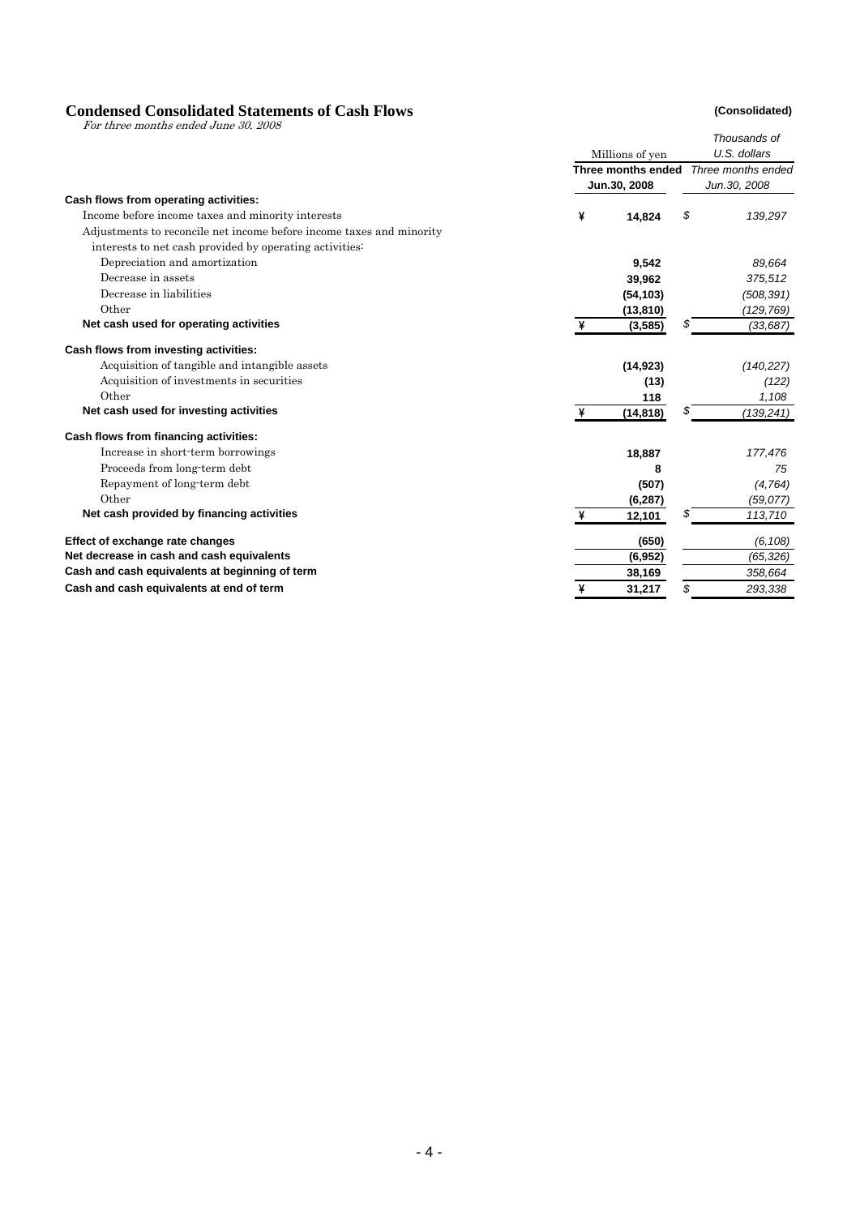## Condensed Consolidated Statements of Cash Flows

**(Consolidated)**

*For three months ended June 30, 2008*

| | Millions of yen | Thousands of U.S. dollars |
|---|---|---|
| | **Three months ended Jun.30, 2008** | *Three months ended Jun.30, 2008* |
| **Cash flows from operating activities:** | | |
| Income before income taxes and minority interests | ¥ 14,824 | $ 139,297 |
| Adjustments to reconcile net income before income taxes and minority interests to net cash provided by operating activities: | | |
| Depreciation and amortization | 9,542 | 89,664 |
| Decrease in assets | 39,962 | 375,512 |
| Decrease in liabilities | (54,103) | (508,391) |
| Other | (13,810) | (129,769) |
| **Net cash used for operating activities** | ¥ (3,585) | $ (33,687) |
| **Cash flows from investing activities:** | | |
| Acquisition of tangible and intangible assets | (14,923) | (140,227) |
| Acquisition of investments in securities | (13) | (122) |
| Other | 118 | 1,108 |
| **Net cash used for investing activities** | ¥ (14,818) | $ (139,241) |
| **Cash flows from financing activities:** | | |
| Increase in short-term borrowings | 18,887 | 177,476 |
| Proceeds from long-term debt | 8 | 75 |
| Repayment of long-term debt | (507) | (4,764) |
| Other | (6,287) | (59,077) |
| **Net cash provided by financing activities** | ¥ 12,101 | $ 113,710 |
| **Effect of exchange rate changes** | (650) | (6,108) |
| **Net decrease in cash and cash equivalents** | (6,952) | (65,326) |
| **Cash and cash equivalents at beginning of term** | 38,169 | 358,664 |
| **Cash and cash equivalents at end of term** | ¥ 31,217 | $ 293,338 |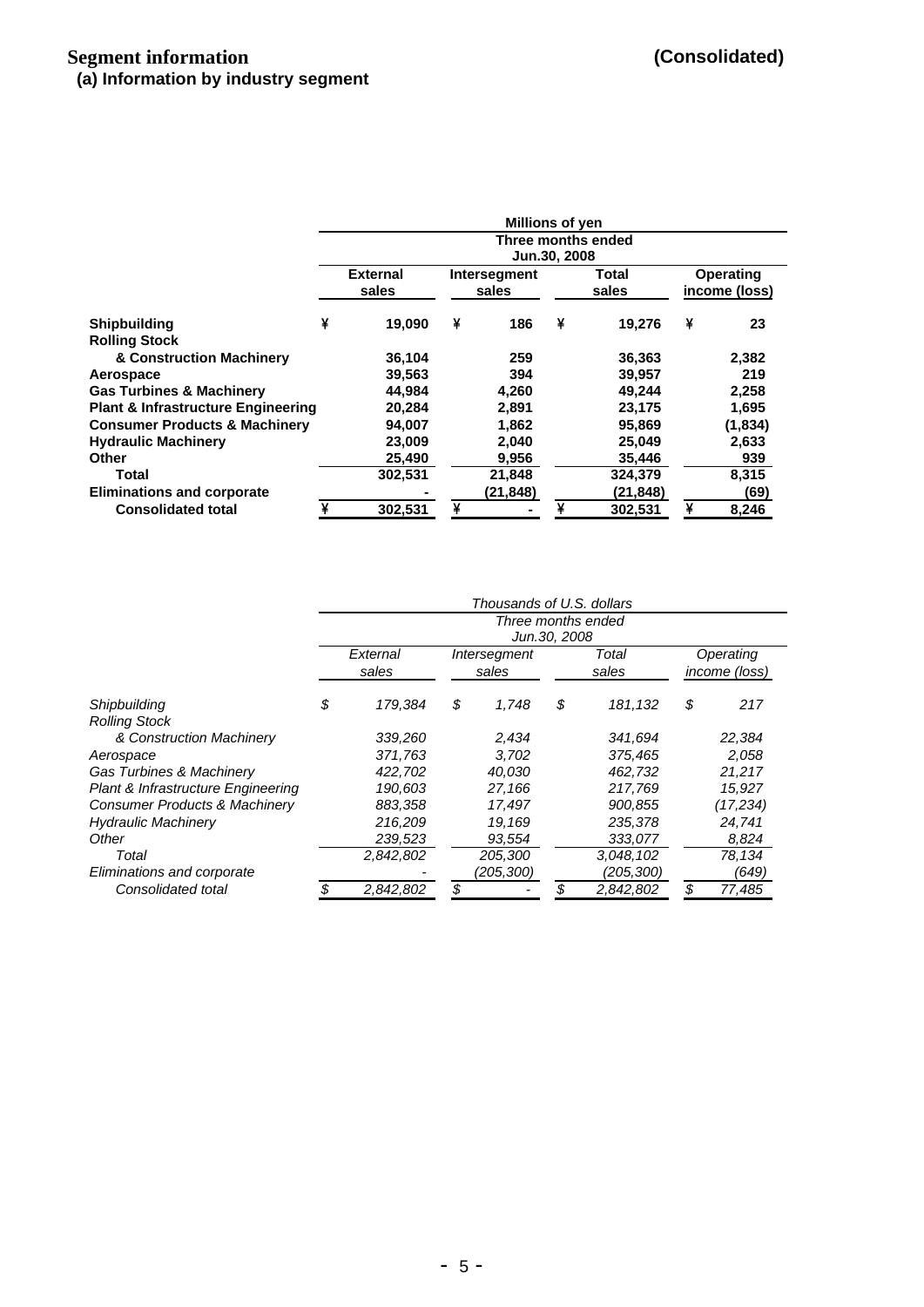# Segment information

**(Consolidated)**

## (a) Information by industry segment

| | Millions of yen | | | |
|---|---|---|---|---|
| | Three months ended Jun.30, 2008 | | | |
| | External sales | Intersegment sales | Total sales | Operating income (loss) |
| **Shipbuilding** | ¥ 19,090 | ¥ 186 | ¥ 19,276 | ¥ 23 |
| **Rolling Stock & Construction Machinery** | 36,104 | 259 | 36,363 | 2,382 |
| **Aerospace** | 39,563 | 394 | 39,957 | 219 |
| **Gas Turbines & Machinery** | 44,984 | 4,260 | 49,244 | 2,258 |
| **Plant & Infrastructure Engineering** | 20,284 | 2,891 | 23,175 | 1,695 |
| **Consumer Products & Machinery** | 94,007 | 1,862 | 95,869 | (1,834) |
| **Hydraulic Machinery** | 23,009 | 2,040 | 25,049 | 2,633 |
| **Other** | 25,490 | 9,956 | 35,446 | 939 |
| **Total** | 302,531 | 21,848 | 324,379 | 8,315 |
| **Eliminations and corporate** | - | (21,848) | (21,848) | (69) |
| **Consolidated total** | ¥ 302,531 | ¥ - | ¥ 302,531 | ¥ 8,246 |

| | *Thousands of U.S. dollars* | | | |
|---|---|---|---|---|
| | *Three months ended Jun.30, 2008* | | | |
| | *External sales* | *Intersegment sales* | *Total sales* | *Operating income (loss)* |
| *Shipbuilding* | $ 179,384 | $ 1,748 | $ 181,132 | $ 217 |
| *Rolling Stock & Construction Machinery* | 339,260 | 2,434 | 341,694 | 22,384 |
| *Aerospace* | 371,763 | 3,702 | 375,465 | 2,058 |
| *Gas Turbines & Machinery* | 422,702 | 40,030 | 462,732 | 21,217 |
| *Plant & Infrastructure Engineering* | 190,603 | 27,166 | 217,769 | 15,927 |
| *Consumer Products & Machinery* | 883,358 | 17,497 | 900,855 | (17,234) |
| *Hydraulic Machinery* | 216,209 | 19,169 | 235,378 | 24,741 |
| *Other* | 239,523 | 93,554 | 333,077 | 8,824 |
| *Total* | 2,842,802 | 205,300 | 3,048,102 | 78,134 |
| *Eliminations and corporate* | - | (205,300) | (205,300) | (649) |
| *Consolidated total* | $ 2,842,802 | $ - | $ 2,842,802 | $ 77,485 |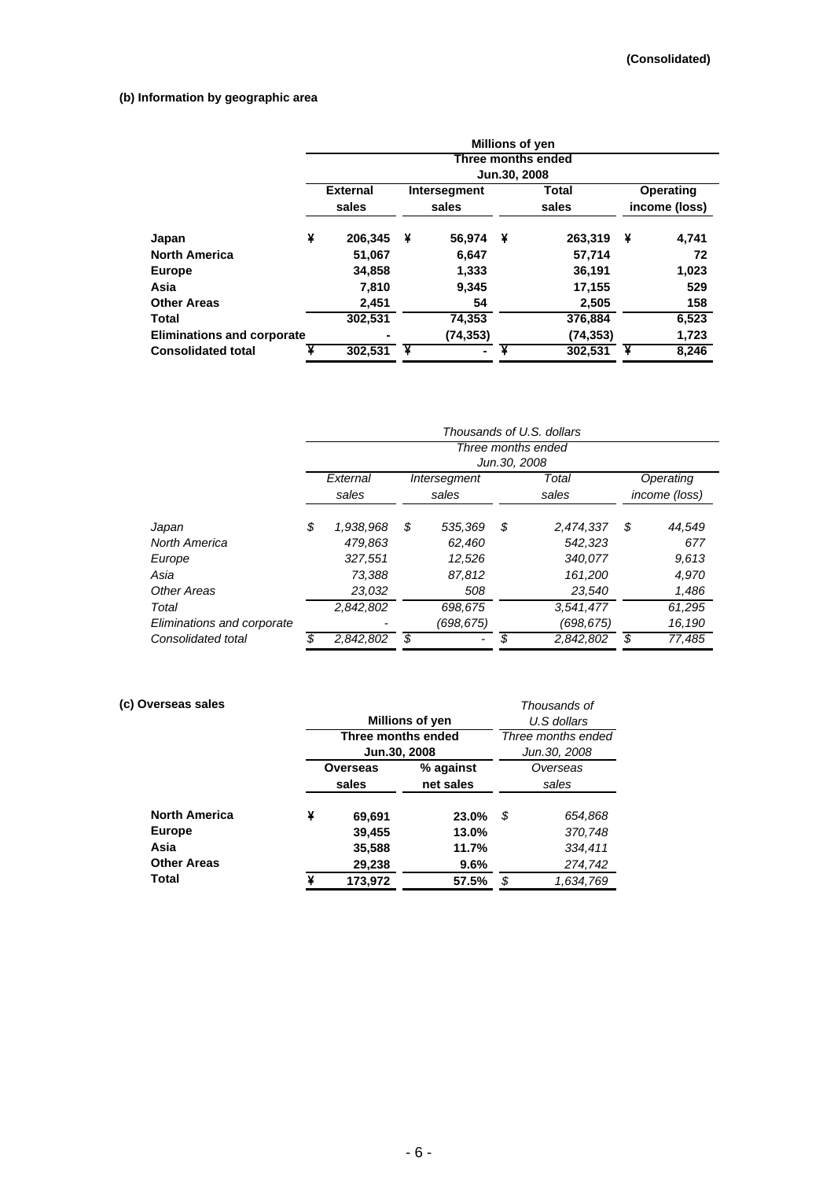(Consolidated)

### (b) Information by geographic area

| | Millions of yen | | | |
|---|---|---|---|---|
| | Three months ended Jun.30, 2008 | | | |
| | External sales | Intersegment sales | Total sales | Operating income (loss) |
| **Japan** | ¥ 206,345 | ¥ 56,974 | ¥ 263,319 | ¥ 4,741 |
| **North America** | 51,067 | 6,647 | 57,714 | 72 |
| **Europe** | 34,858 | 1,333 | 36,191 | 1,023 |
| **Asia** | 7,810 | 9,345 | 17,155 | 529 |
| **Other Areas** | 2,451 | 54 | 2,505 | 158 |
| **Total** | 302,531 | 74,353 | 376,884 | 6,523 |
| **Eliminations and corporate** | - | (74,353) | (74,353) | 1,723 |
| **Consolidated total** | ¥ 302,531 | ¥ - | ¥ 302,531 | ¥ 8,246 |

| | *Thousands of U.S. dollars* | | | |
|---|---|---|---|---|
| | *Three months ended Jun.30, 2008* | | | |
| | *External sales* | *Intersegment sales* | *Total sales* | *Operating income (loss)* |
| *Japan* | *$ 1,938,968* | *$ 535,369* | *$ 2,474,337* | *$ 44,549* |
| *North America* | *479,863* | *62,460* | *542,323* | *677* |
| *Europe* | *327,551* | *12,526* | *340,077* | *9,613* |
| *Asia* | *73,388* | *87,812* | *161,200* | *4,970* |
| *Other Areas* | *23,032* | *508* | *23,540* | *1,486* |
| *Total* | *2,842,802* | *698,675* | *3,541,477* | *61,295* |
| *Eliminations and corporate* | *-* | *(698,675)* | *(698,675)* | *16,190* |
| *Consolidated total* | *$ 2,842,802* | *$ -* | *$ 2,842,802* | *$ 77,485* |

### (c) Overseas sales

| | Millions of yen | | *Thousands of U.S dollars* |
|---|---|---|---|
| | Three months ended Jun.30, 2008 | | *Three months ended Jun.30, 2008* |
| | Overseas sales | % against net sales | *Overseas sales* |
| **North America** | ¥ 69,691 | 23.0% | *$ 654,868* |
| **Europe** | 39,455 | 13.0% | *370,748* |
| **Asia** | 35,588 | 11.7% | *334,411* |
| **Other Areas** | 29,238 | 9.6% | *274,742* |
| **Total** | ¥ 173,972 | 57.5% | *$ 1,634,769* |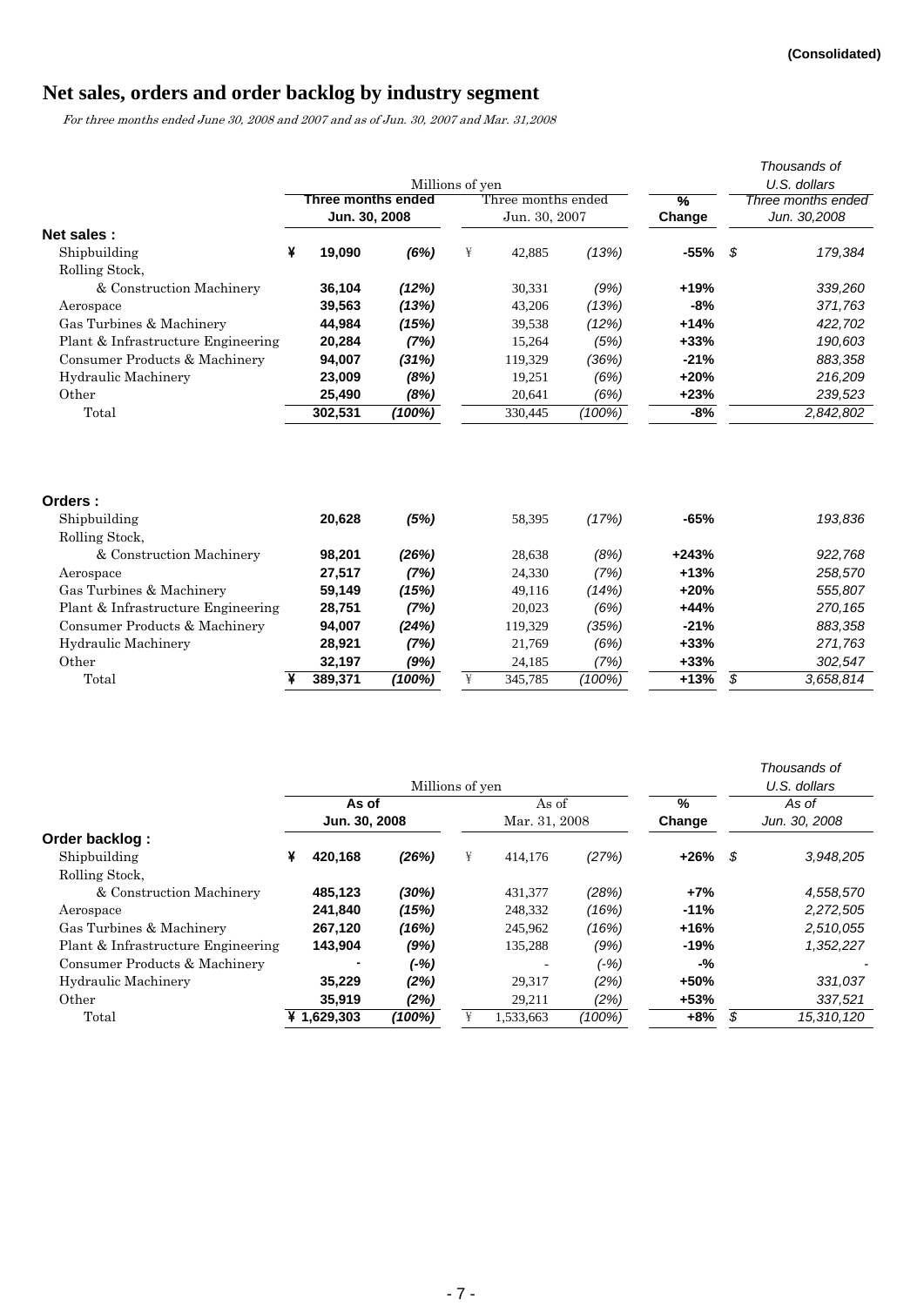(Consolidated)

# Net sales, orders and order backlog by industry segment

*For three months ended June 30, 2008 and 2007 and as of Jun. 30, 2007 and Mar. 31,2008*

| | Millions of yen | | | | % | Thousands of U.S. dollars |
|---|---|---|---|---|---|---|
| | **Three months ended Jun. 30, 2008** | | Three months ended Jun. 30, 2007 | | **Change** | *Three months ended Jun. 30,2008* |
| **Net sales :** | | | | | | |
| Shipbuilding | **¥ 19,090** | ***(6%)*** | ¥ 42,885 | *(13%)* | **-55%** | *$ 179,384* |
| Rolling Stock, & Construction Machinery | **36,104** | ***(12%)*** | 30,331 | *(9%)* | **+19%** | *339,260* |
| Aerospace | **39,563** | ***(13%)*** | 43,206 | *(13%)* | **-8%** | *371,763* |
| Gas Turbines & Machinery | **44,984** | ***(15%)*** | 39,538 | *(12%)* | **+14%** | *422,702* |
| Plant & Infrastructure Engineering | **20,284** | ***(7%)*** | 15,264 | *(5%)* | **+33%** | *190,603* |
| Consumer Products & Machinery | **94,007** | ***(31%)*** | 119,329 | *(36%)* | **-21%** | *883,358* |
| Hydraulic Machinery | **23,009** | ***(8%)*** | 19,251 | *(6%)* | **+20%** | *216,209* |
| Other | **25,490** | ***(8%)*** | 20,641 | *(6%)* | **+23%** | *239,523* |
| Total | **302,531** | ***(100%)*** | 330,445 | *(100%)* | **-8%** | *2,842,802* |
| **Orders :** | | | | | | |
| Shipbuilding | **20,628** | ***(5%)*** | 58,395 | *(17%)* | **-65%** | *193,836* |
| Rolling Stock, & Construction Machinery | **98,201** | ***(26%)*** | 28,638 | *(8%)* | **+243%** | *922,768* |
| Aerospace | **27,517** | ***(7%)*** | 24,330 | *(7%)* | **+13%** | *258,570* |
| Gas Turbines & Machinery | **59,149** | ***(15%)*** | 49,116 | *(14%)* | **+20%** | *555,807* |
| Plant & Infrastructure Engineering | **28,751** | ***(7%)*** | 20,023 | *(6%)* | **+44%** | *270,165* |
| Consumer Products & Machinery | **94,007** | ***(24%)*** | 119,329 | *(35%)* | **-21%** | *883,358* |
| Hydraulic Machinery | **28,921** | ***(7%)*** | 21,769 | *(6%)* | **+33%** | *271,763* |
| Other | **32,197** | ***(9%)*** | 24,185 | *(7%)* | **+33%** | *302,547* |
| Total | **¥ 389,371** | ***(100%)*** | ¥ 345,785 | *(100%)* | **+13%** | *$ 3,658,814* |

| | Millions of yen | | | | % | Thousands of U.S. dollars |
|---|---|---|---|---|---|---|
| | **As of Jun. 30, 2008** | | As of Mar. 31, 2008 | | **Change** | *As of Jun. 30, 2008* |
| **Order backlog :** | | | | | | |
| Shipbuilding | **¥ 420,168** | ***(26%)*** | ¥ 414,176 | *(27%)* | **+26%** | *$ 3,948,205* |
| Rolling Stock, & Construction Machinery | **485,123** | ***(30%)*** | 431,377 | *(28%)* | **+7%** | *4,558,570* |
| Aerospace | **241,840** | ***(15%)*** | 248,332 | *(16%)* | **-11%** | *2,272,505* |
| Gas Turbines & Machinery | **267,120** | ***(16%)*** | 245,962 | *(16%)* | **+16%** | *2,510,055* |
| Plant & Infrastructure Engineering | **143,904** | ***(9%)*** | 135,288 | *(9%)* | **-19%** | *1,352,227* |
| Consumer Products & Machinery | **-** | ***(-%)*** | - | *(-%)* | **-%** | *-* |
| Hydraulic Machinery | **35,229** | ***(2%)*** | 29,317 | *(2%)* | **+50%** | *331,037* |
| Other | **35,919** | ***(2%)*** | 29,211 | *(2%)* | **+53%** | *337,521* |
| Total | **¥ 1,629,303** | ***(100%)*** | ¥ 1,533,663 | *(100%)* | **+8%** | *$ 15,310,120* |